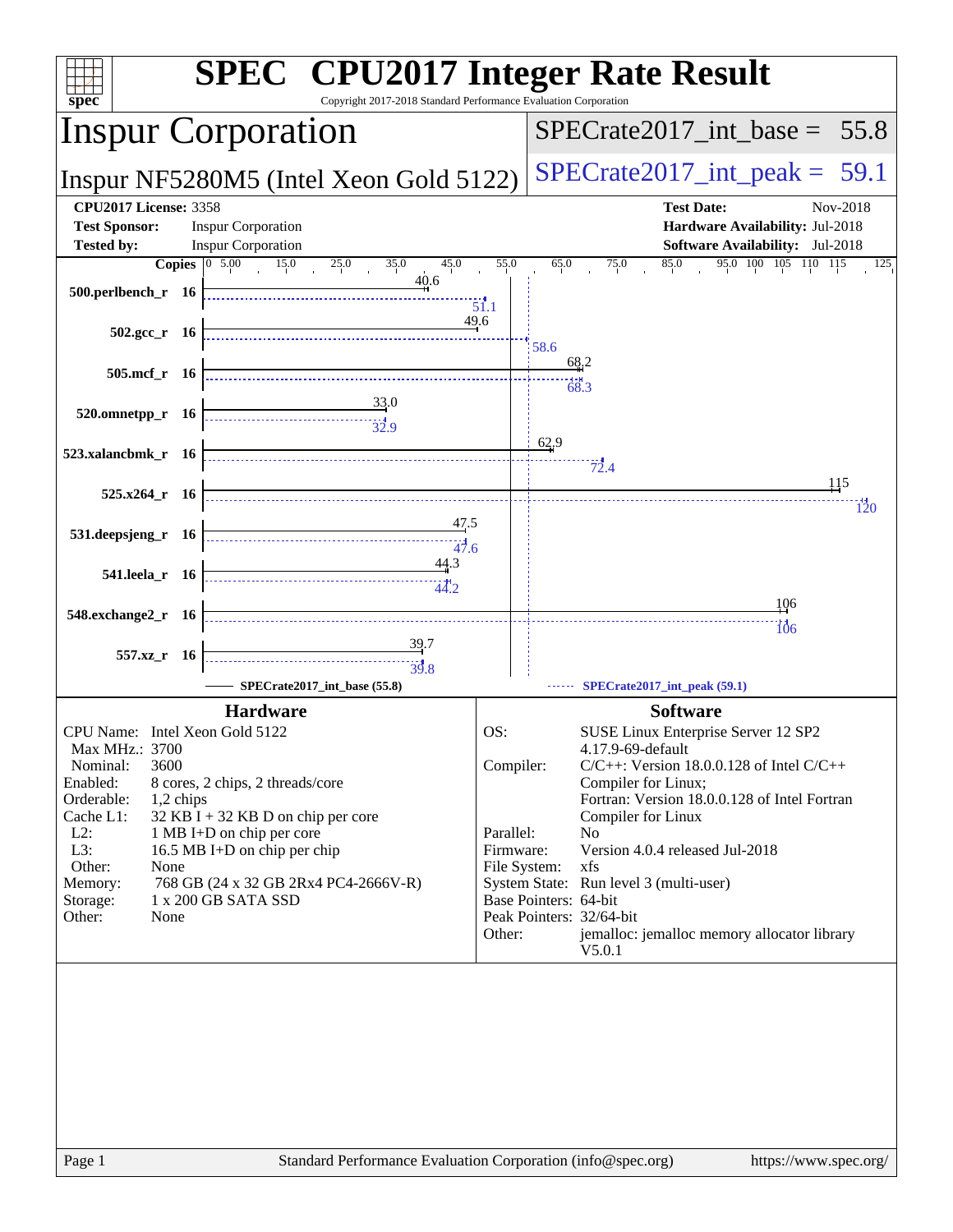# SPEC CPU2017 Integer Rate Result

Copyright 2017-2018 Standard Performance Evaluation Corporation

## Inspur Corporation

**Inspur NF5280M5 (Intel Xeon Gold 5122)**

SPECrate2017_int_base = 55.8

SPECrate2017_int_peak = 59.1

| | | | |
|---|---|---|---|
| **CPU2017 License:** 3358 | | **Test Date:** | Nov-2018 |
| **Test Sponsor:** | Inspur Corporation | **Hardware Availability:** | Jul-2018 |
| **Tested by:** | Inspur Corporation | **Software Availability:** | Jul-2018 |

| Benchmark | Copies | Base | Peak |
|---|---|---|---|
| 500.perlbench_r | 16 | 40.6 | 51.1 |
| 502.gcc_r | 16 | 49.6 | 58.6 |
| 505.mcf_r | 16 | 68.2 | 68.3 |
| 520.omnetpp_r | 16 | 33.0 | 32.9 |
| 523.xalancbmk_r | 16 | 62.9 | 72.4 |
| 525.x264_r | 16 | 115 | 120 |
| 531.deepsjeng_r | 16 | 47.5 | 47.6 |
| 541.leela_r | 16 | 44.3 | 44.2 |
| 548.exchange2_r | 16 | 106 | 106 |
| 557.xz_r | 16 | 39.7 | 39.8 |

SPECrate2017_int_base (55.8) — SPECrate2017_int_peak (59.1)

### Hardware

| | |
|---|---|
| CPU Name: | Intel Xeon Gold 5122 |
| Max MHz.: | 3700 |
| Nominal: | 3600 |
| Enabled: | 8 cores, 2 chips, 2 threads/core |
| Orderable: | 1,2 chips |
| Cache L1: | 32 KB I + 32 KB D on chip per core |
| L2: | 1 MB I+D on chip per core |
| L3: | 16.5 MB I+D on chip per chip |
| Other: | None |
| Memory: | 768 GB (24 x 32 GB 2Rx4 PC4-2666V-R) |
| Storage: | 1 x 200 GB SATA SSD |
| Other: | None |

### Software

| | |
|---|---|
| OS: | SUSE Linux Enterprise Server 12 SP2 4.17.9-69-default |
| Compiler: | C/C++: Version 18.0.0.128 of Intel C/C++ Compiler for Linux; Fortran: Version 18.0.0.128 of Intel Fortran Compiler for Linux |
| Parallel: | No |
| Firmware: | Version 4.0.4 released Jul-2018 |
| File System: | xfs |
| System State: | Run level 3 (multi-user) |
| Base Pointers: | 64-bit |
| Peak Pointers: | 32/64-bit |
| Other: | jemalloc: jemalloc memory allocator library V5.0.1 |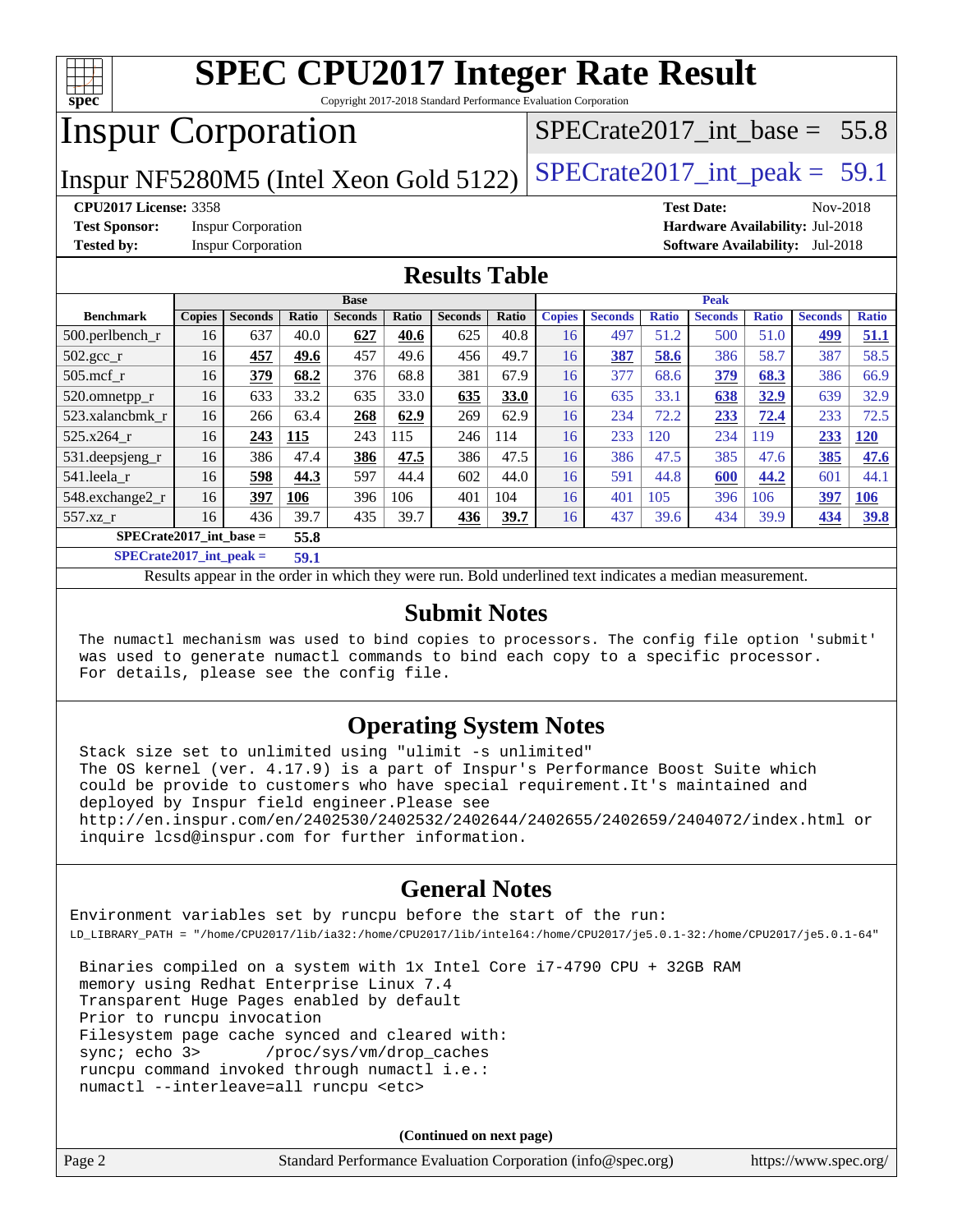# SPEC CPU2017 Integer Rate Result

Copyright 2017-2018 Standard Performance Evaluation Corporation

# Inspur Corporation

Inspur NF5280M5 (Intel Xeon Gold 5122)

SPECrate2017_int_base = 55.8

SPECrate2017_int_peak = 59.1

**CPU2017 License:** 3358
**Test Sponsor:** Inspur Corporation
**Tested by:** Inspur Corporation

**Test Date:** Nov-2018
**Hardware Availability:** Jul-2018
**Software Availability:** Jul-2018

## Results Table

| Benchmark | Base | | | | | | | Peak | | | | | | |
|---|---|---|---|---|---|---|---|---|---|---|---|---|---|---|
| | Copies | Seconds | Ratio | Seconds | Ratio | Seconds | Ratio | Copies | Seconds | Ratio | Seconds | Ratio | Seconds | Ratio |
| 500.perlbench_r | 16 | 637 | 40.0 | **627** | **40.6** | 625 | 40.8 | 16 | 497 | 51.2 | 500 | 51.0 | **499** | **51.1** |
| 502.gcc_r | 16 | **457** | **49.6** | 457 | 49.6 | 456 | 49.7 | 16 | **387** | **58.6** | 386 | 58.7 | 387 | 58.5 |
| 505.mcf_r | 16 | **379** | **68.2** | 376 | 68.8 | 381 | 67.9 | 16 | 377 | 68.6 | **379** | **68.3** | 386 | 66.9 |
| 520.omnetpp_r | 16 | 633 | 33.2 | 635 | 33.0 | **635** | **33.0** | 16 | 635 | 33.1 | **638** | **32.9** | 639 | 32.9 |
| 523.xalancbmk_r | 16 | 266 | 63.4 | **268** | **62.9** | 269 | 62.9 | 16 | 234 | 72.2 | **233** | **72.4** | 233 | 72.5 |
| 525.x264_r | 16 | **243** | **115** | 243 | 115 | 246 | 114 | 16 | 233 | 120 | 234 | 119 | **233** | **120** |
| 531.deepsjeng_r | 16 | 386 | 47.4 | **386** | **47.5** | 386 | 47.5 | 16 | 386 | 47.5 | 385 | 47.6 | **385** | **47.6** |
| 541.leela_r | 16 | **598** | **44.3** | 597 | 44.4 | 602 | 44.0 | 16 | 591 | 44.8 | **600** | **44.2** | 601 | 44.1 |
| 548.exchange2_r | 16 | **397** | **106** | 396 | 106 | 401 | 104 | 16 | 401 | 105 | 396 | 106 | **397** | **106** |
| 557.xz_r | 16 | 436 | 39.7 | 435 | 39.7 | **436** | **39.7** | 16 | 437 | 39.6 | 434 | 39.9 | **434** | **39.8** |

**SPECrate2017_int_base = 55.8**

**SPECrate2017_int_peak = 59.1**

Results appear in the order in which they were run. Bold underlined text indicates a median measurement.

## Submit Notes

```
The numactl mechanism was used to bind copies to processors. The config file option 'submit'
was used to generate numactl commands to bind each copy to a specific processor.
For details, please see the config file.
```

## Operating System Notes

```
Stack size set to unlimited using "ulimit -s unlimited"
The OS kernel (ver. 4.17.9) is a part of Inspur's Performance Boost Suite which
could be provide to customers who have special requirement.It's maintained and
deployed by Inspur field engineer.Please see
http://en.inspur.com/en/2402530/2402532/2402644/2402655/2402659/2404072/index.html or
inquire lcsd@inspur.com for further information.
```

## General Notes

```
Environment variables set by runcpu before the start of the run:
LD_LIBRARY_PATH = "/home/CPU2017/lib/ia32:/home/CPU2017/lib/intel64:/home/CPU2017/je5.0.1-32:/home/CPU2017/je5.0.1-64"

Binaries compiled on a system with 1x Intel Core i7-4790 CPU + 32GB RAM
memory using Redhat Enterprise Linux 7.4
Transparent Huge Pages enabled by default
Prior to runcpu invocation
Filesystem page cache synced and cleared with:
sync; echo 3>       /proc/sys/vm/drop_caches
runcpu command invoked through numactl i.e.:
numactl --interleave=all runcpu <etc>
```

**(Continued on next page)**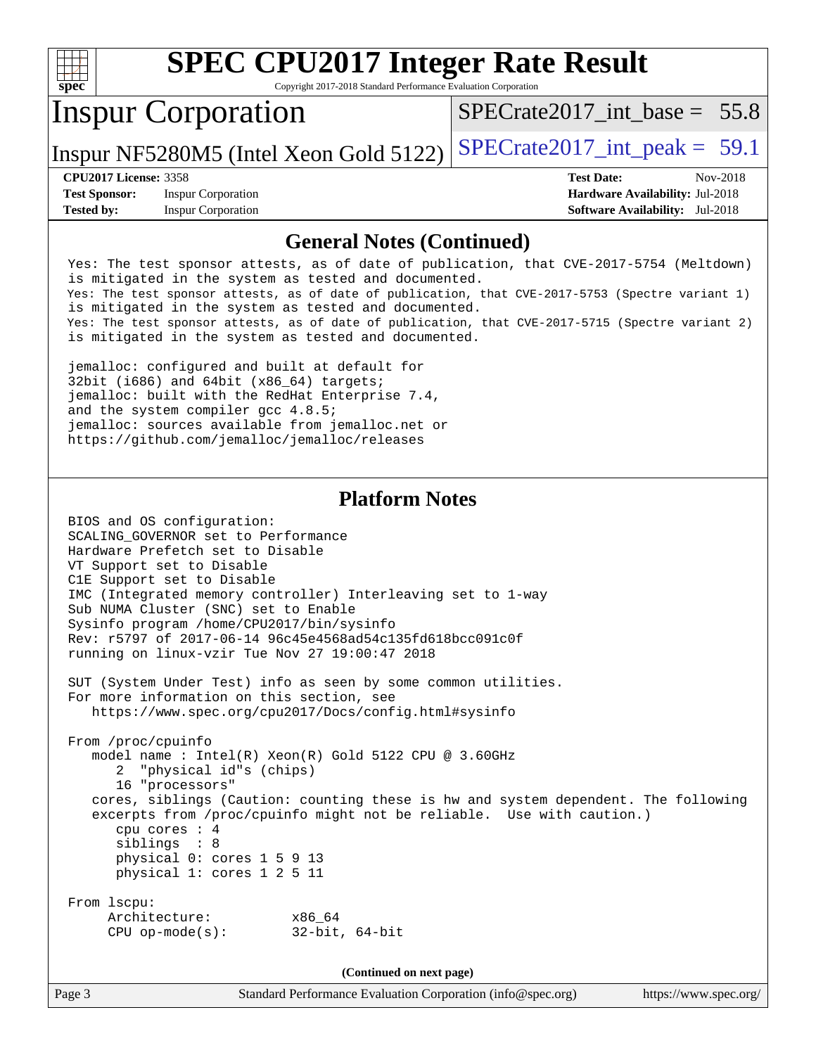# SPEC CPU2017 Integer Rate Result

Copyright 2017-2018 Standard Performance Evaluation Corporation

## Inspur Corporation

Inspur NF5280M5 (Intel Xeon Gold 5122)

SPECrate2017_int_base = 55.8

SPECrate2017_int_peak = 59.1

**CPU2017 License:** 3358
**Test Sponsor:** Inspur Corporation
**Tested by:** Inspur Corporation

**Test Date:** Nov-2018
**Hardware Availability:** Jul-2018
**Software Availability:** Jul-2018

## General Notes (Continued)

```
Yes: The test sponsor attests, as of date of publication, that CVE-2017-5754 (Meltdown)
is mitigated in the system as tested and documented.
Yes: The test sponsor attests, as of date of publication, that CVE-2017-5753 (Spectre variant 1)
is mitigated in the system as tested and documented.
Yes: The test sponsor attests, as of date of publication, that CVE-2017-5715 (Spectre variant 2)
is mitigated in the system as tested and documented.

jemalloc: configured and built at default for
32bit (i686) and 64bit (x86_64) targets;
jemalloc: built with the RedHat Enterprise 7.4,
and the system compiler gcc 4.8.5;
jemalloc: sources available from jemalloc.net or
https://github.com/jemalloc/jemalloc/releases
```

## Platform Notes

```
BIOS and OS configuration:
SCALING_GOVERNOR set to Performance
Hardware Prefetch set to Disable
VT Support set to Disable
C1E Support set to Disable
IMC (Integrated memory controller) Interleaving set to 1-way
Sub NUMA Cluster (SNC) set to Enable
Sysinfo program /home/CPU2017/bin/sysinfo
Rev: r5797 of 2017-06-14 96c45e4568ad54c135fd618bcc091c0f
running on linux-vzir Tue Nov 27 19:00:47 2018

SUT (System Under Test) info as seen by some common utilities.
For more information on this section, see
   https://www.spec.org/cpu2017/Docs/config.html#sysinfo

From /proc/cpuinfo
   model name : Intel(R) Xeon(R) Gold 5122 CPU @ 3.60GHz
      2  "physical id"s (chips)
      16 "processors"
   cores, siblings (Caution: counting these is hw and system dependent. The following
   excerpts from /proc/cpuinfo might not be reliable.  Use with caution.)
      cpu cores : 4
      siblings  : 8
      physical 0: cores 1 5 9 13
      physical 1: cores 1 2 5 11

From lscpu:
     Architecture:          x86_64
     CPU op-mode(s):        32-bit, 64-bit
```

(Continued on next page)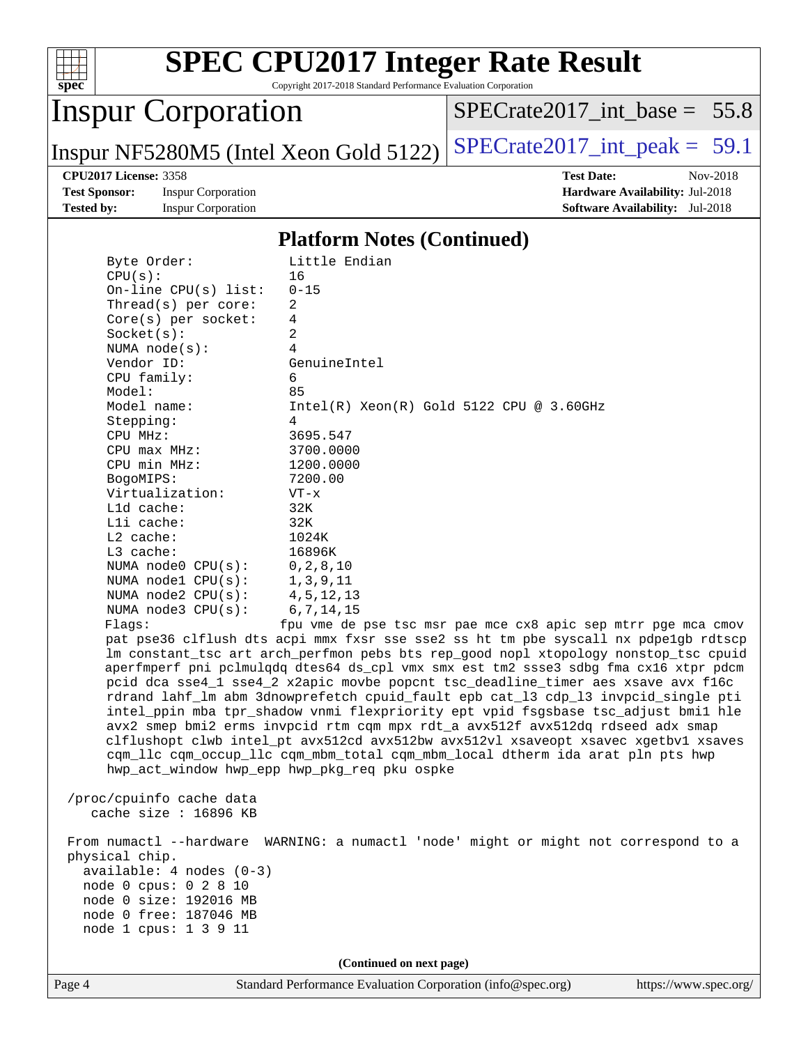# SPEC CPU2017 Integer Rate Result

Copyright 2017-2018 Standard Performance Evaluation Corporation

## Inspur Corporation

Inspur NF5280M5 (Intel Xeon Gold 5122)

SPECrate2017_int_base = 55.8

SPECrate2017_int_peak = 59.1

**CPU2017 License:** 3358
**Test Sponsor:** Inspur Corporation
**Tested by:** Inspur Corporation

**Test Date:** Nov-2018
**Hardware Availability:** Jul-2018
**Software Availability:** Jul-2018

### Platform Notes (Continued)

```
     Byte Order:            Little Endian
     CPU(s):                16
     On-line CPU(s) list:   0-15
     Thread(s) per core:    2
     Core(s) per socket:    4
     Socket(s):             2
     NUMA node(s):          4
     Vendor ID:             GenuineIntel
     CPU family:            6
     Model:                 85
     Model name:            Intel(R) Xeon(R) Gold 5122 CPU @ 3.60GHz
     Stepping:              4
     CPU MHz:               3695.547
     CPU max MHz:           3700.0000
     CPU min MHz:           1200.0000
     BogoMIPS:              7200.00
     Virtualization:        VT-x
     L1d cache:             32K
     L1i cache:             32K
     L2 cache:              1024K
     L3 cache:              16896K
     NUMA node0 CPU(s):     0,2,8,10
     NUMA node1 CPU(s):     1,3,9,11
     NUMA node2 CPU(s):     4,5,12,13
     NUMA node3 CPU(s):     6,7,14,15
     Flags:                fpu vme de pse tsc msr pae mce cx8 apic sep mtrr pge mca cmov
     pat pse36 clflush dts acpi mmx fxsr sse sse2 ss ht tm pbe syscall nx pdpe1gb rdtscp
     lm constant_tsc art arch_perfmon pebs bts rep_good nopl xtopology nonstop_tsc cpuid
     aperfmperf pni pclmulqdq dtes64 ds_cpl vmx smx est tm2 ssse3 sdbg fma cx16 xtpr pdcm
     pcid dca sse4_1 sse4_2 x2apic movbe popcnt tsc_deadline_timer aes xsave avx f16c
     rdrand lahf_lm abm 3dnowprefetch cpuid_fault epb cat_l3 cdp_l3 invpcid_single pti
     intel_ppin mba tpr_shadow vnmi flexpriority ept vpid fsgsbase tsc_adjust bmi1 hle
     avx2 smep bmi2 erms invpcid rtm cqm mpx rdt_a avx512f avx512dq rdseed adx smap
     clflushopt clwb intel_pt avx512cd avx512bw avx512vl xsaveopt xsavec xgetbv1 xsaves
     cqm_llc cqm_occup_llc cqm_mbm_total cqm_mbm_local dtherm ida arat pln pts hwp
     hwp_act_window hwp_epp hwp_pkg_req pku ospke

 /proc/cpuinfo cache data
    cache size : 16896 KB

 From numactl --hardware  WARNING: a numactl 'node' might or might not correspond to a
 physical chip.
   available: 4 nodes (0-3)
   node 0 cpus: 0 2 8 10
   node 0 size: 192016 MB
   node 0 free: 187046 MB
   node 1 cpus: 1 3 9 11
```

(Continued on next page)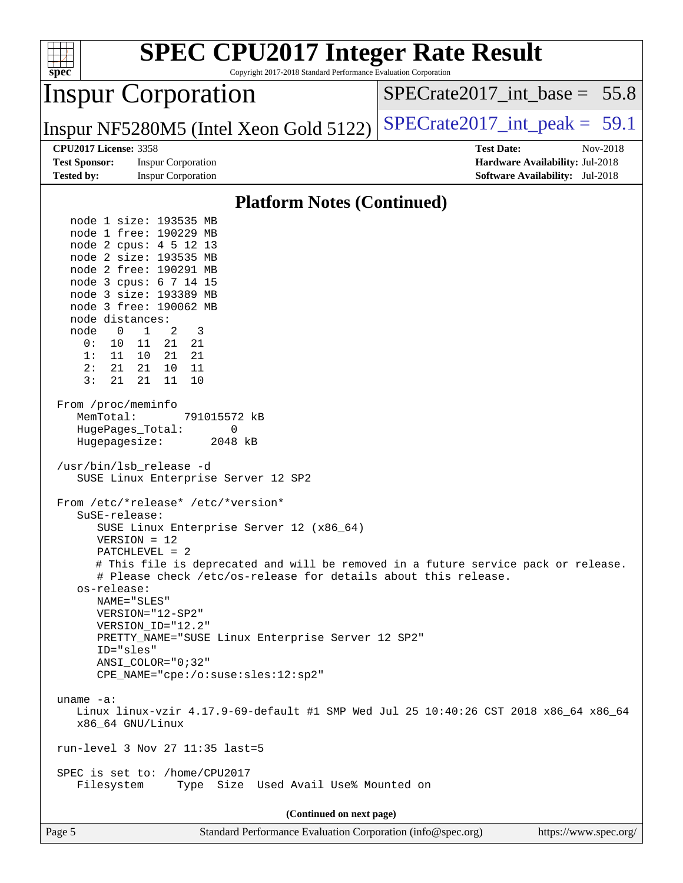# SPEC CPU2017 Integer Rate Result

Copyright 2017-2018 Standard Performance Evaluation Corporation

## Inspur Corporation

Inspur NF5280M5 (Intel Xeon Gold 5122)

SPECrate2017_int_base = 55.8

SPECrate2017_int_peak = 59.1

**CPU2017 License:** 3358
**Test Sponsor:** Inspur Corporation
**Tested by:** Inspur Corporation

**Test Date:** Nov-2018
**Hardware Availability:** Jul-2018
**Software Availability:** Jul-2018

### Platform Notes (Continued)

```
   node 1 size: 193535 MB
   node 1 free: 190229 MB
   node 2 cpus: 4 5 12 13
   node 2 size: 193535 MB
   node 2 free: 190291 MB
   node 3 cpus: 6 7 14 15
   node 3 size: 193389 MB
   node 3 free: 190062 MB
   node distances:
   node   0   1   2   3
     0:  10  11  21  21
     1:  11  10  21  21
     2:  21  21  10  11
     3:  21  21  11  10

 From /proc/meminfo
    MemTotal:       791015572 kB
    HugePages_Total:       0
    Hugepagesize:       2048 kB

 /usr/bin/lsb_release -d
    SUSE Linux Enterprise Server 12 SP2

 From /etc/*release* /etc/*version*
    SuSE-release:
       SUSE Linux Enterprise Server 12 (x86_64)
       VERSION = 12
       PATCHLEVEL = 2
       # This file is deprecated and will be removed in a future service pack or release.
       # Please check /etc/os-release for details about this release.
    os-release:
       NAME="SLES"
       VERSION="12-SP2"
       VERSION_ID="12.2"
       PRETTY_NAME="SUSE Linux Enterprise Server 12 SP2"
       ID="sles"
       ANSI_COLOR="0;32"
       CPE_NAME="cpe:/o:suse:sles:12:sp2"

 uname -a:
    Linux linux-vzir 4.17.9-69-default #1 SMP Wed Jul 25 10:40:26 CST 2018 x86_64 x86_64
    x86_64 GNU/Linux

 run-level 3 Nov 27 11:35 last=5

 SPEC is set to: /home/CPU2017
    Filesystem     Type  Size  Used Avail Use% Mounted on
```

(Continued on next page)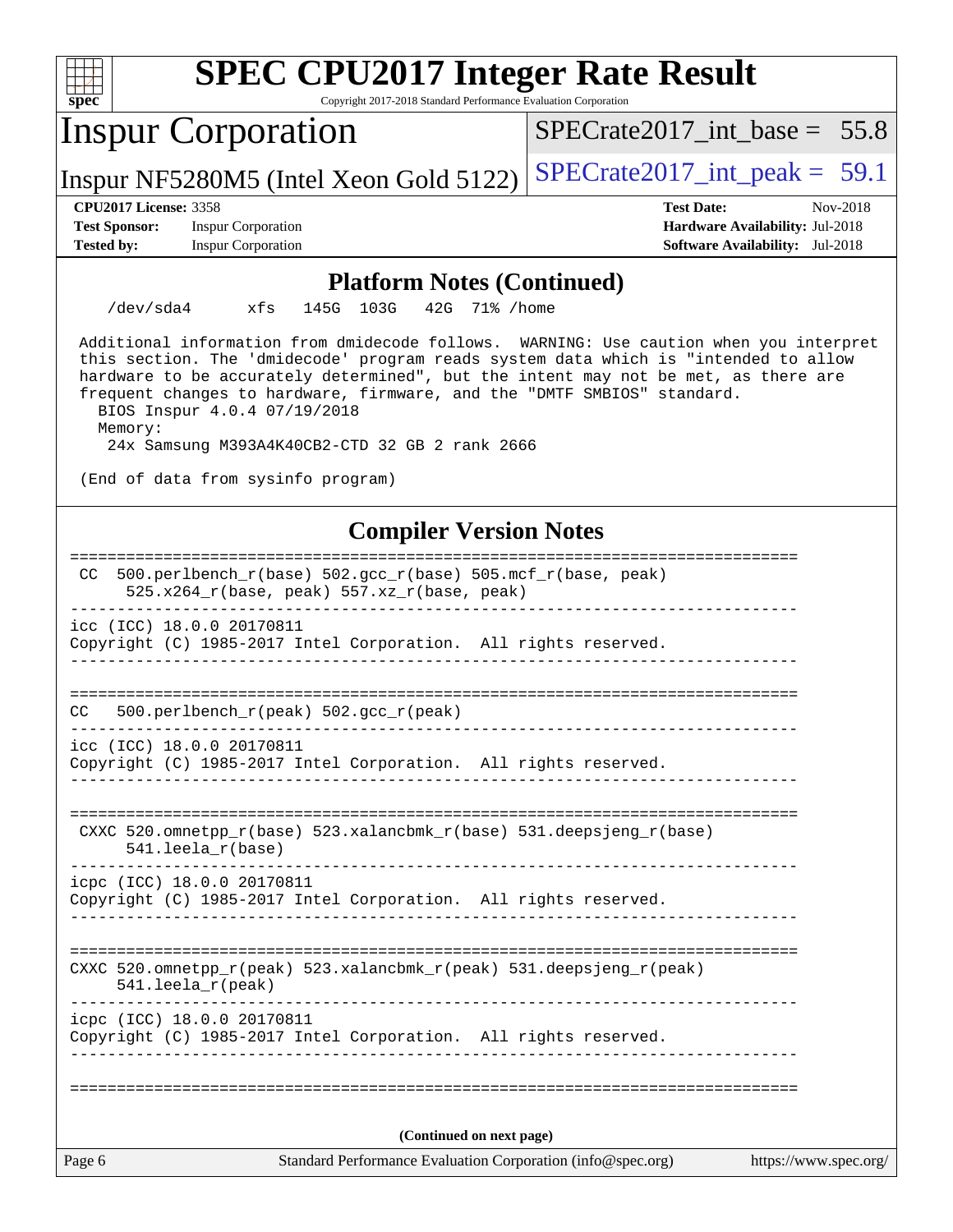## Platform Notes (Continued)

```
/dev/sda4      xfs   145G  103G   42G  71% /home

Additional information from dmidecode follows.  WARNING: Use caution when you interpret
this section. The 'dmidecode' program reads system data which is "intended to allow
hardware to be accurately determined", but the intent may not be met, as there are
frequent changes to hardware, firmware, and the "DMTF SMBIOS" standard.
  BIOS Inspur 4.0.4 07/19/2018
  Memory:
    24x Samsung M393A4K40CB2-CTD 32 GB 2 rank 2666

(End of data from sysinfo program)
```

## Compiler Version Notes

```
==============================================================================
 CC  500.perlbench_r(base) 502.gcc_r(base) 505.mcf_r(base, peak)
      525.x264_r(base, peak) 557.xz_r(base, peak)
------------------------------------------------------------------------------
icc (ICC) 18.0.0 20170811
Copyright (C) 1985-2017 Intel Corporation.  All rights reserved.
------------------------------------------------------------------------------

==============================================================================
CC   500.perlbench_r(peak) 502.gcc_r(peak)
------------------------------------------------------------------------------
icc (ICC) 18.0.0 20170811
Copyright (C) 1985-2017 Intel Corporation.  All rights reserved.
------------------------------------------------------------------------------

==============================================================================
 CXXC 520.omnetpp_r(base) 523.xalancbmk_r(base) 531.deepsjeng_r(base)
      541.leela_r(base)
------------------------------------------------------------------------------
icpc (ICC) 18.0.0 20170811
Copyright (C) 1985-2017 Intel Corporation.  All rights reserved.
------------------------------------------------------------------------------

==============================================================================
CXXC 520.omnetpp_r(peak) 523.xalancbmk_r(peak) 531.deepsjeng_r(peak)
     541.leela_r(peak)
------------------------------------------------------------------------------
icpc (ICC) 18.0.0 20170811
Copyright (C) 1985-2017 Intel Corporation.  All rights reserved.
------------------------------------------------------------------------------

==============================================================================
```

**(Continued on next page)**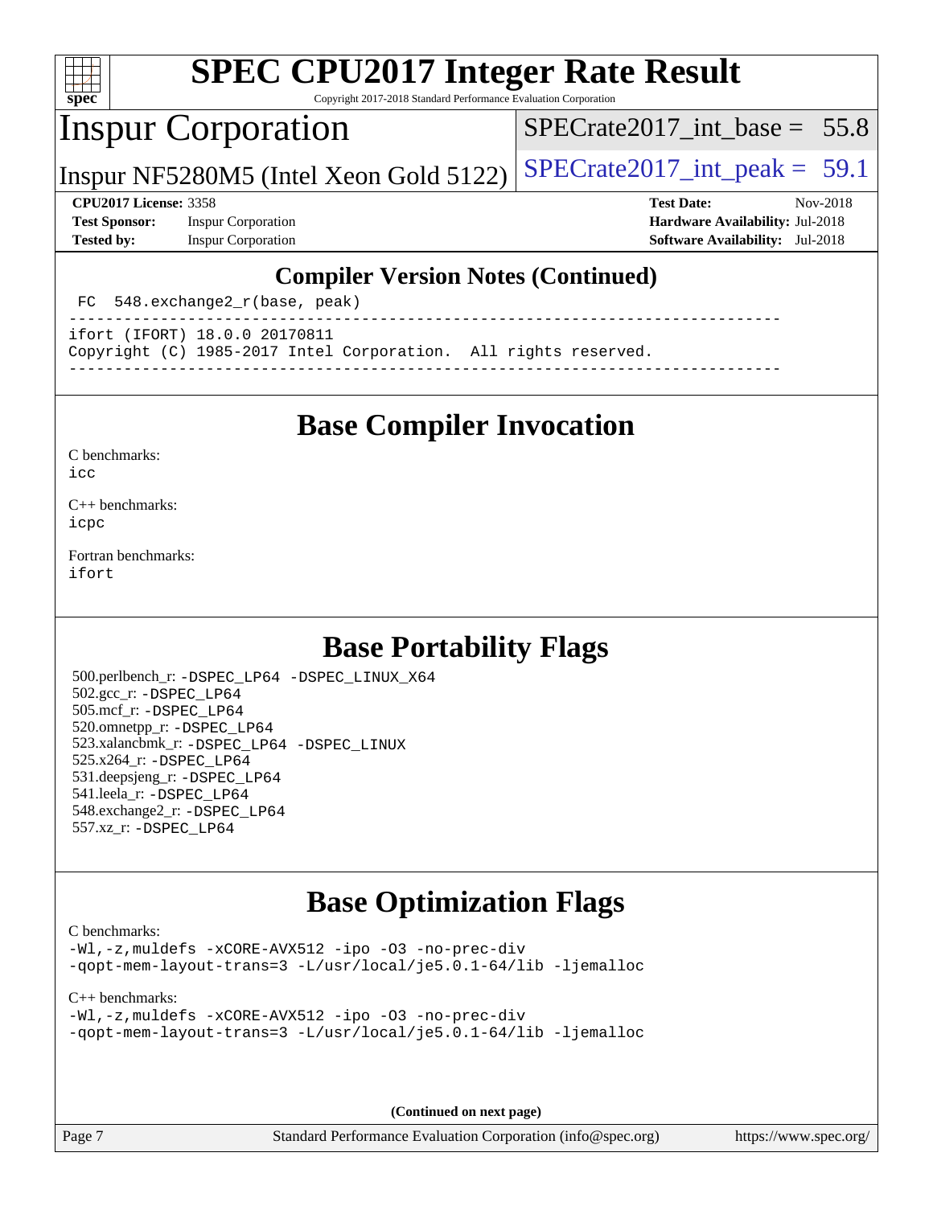# SPEC CPU2017 Integer Rate Result

Copyright 2017-2018 Standard Performance Evaluation Corporation

## Inspur Corporation

Inspur NF5280M5 (Intel Xeon Gold 5122)

SPECrate2017_int_base = 55.8

SPECrate2017_int_peak = 59.1

**CPU2017 License:** 3358
**Test Sponsor:** Inspur Corporation
**Tested by:** Inspur Corporation

**Test Date:** Nov-2018
**Hardware Availability:** Jul-2018
**Software Availability:** Jul-2018

## Compiler Version Notes (Continued)

```
 FC  548.exchange2_r(base, peak)
------------------------------------------------------------------------------
ifort (IFORT) 18.0.0 20170811
Copyright (C) 1985-2017 Intel Corporation.  All rights reserved.
------------------------------------------------------------------------------
```

## Base Compiler Invocation

C benchmarks:
icc

C++ benchmarks:
icpc

Fortran benchmarks:
ifort

## Base Portability Flags

500.perlbench_r: -DSPEC_LP64 -DSPEC_LINUX_X64
502.gcc_r: -DSPEC_LP64
505.mcf_r: -DSPEC_LP64
520.omnetpp_r: -DSPEC_LP64
523.xalancbmk_r: -DSPEC_LP64 -DSPEC_LINUX
525.x264_r: -DSPEC_LP64
531.deepsjeng_r: -DSPEC_LP64
541.leela_r: -DSPEC_LP64
548.exchange2_r: -DSPEC_LP64
557.xz_r: -DSPEC_LP64

## Base Optimization Flags

C benchmarks:
-Wl,-z,muldefs -xCORE-AVX512 -ipo -O3 -no-prec-div
-qopt-mem-layout-trans=3 -L/usr/local/je5.0.1-64/lib -ljemalloc

C++ benchmarks:
-Wl,-z,muldefs -xCORE-AVX512 -ipo -O3 -no-prec-div
-qopt-mem-layout-trans=3 -L/usr/local/je5.0.1-64/lib -ljemalloc

**(Continued on next page)**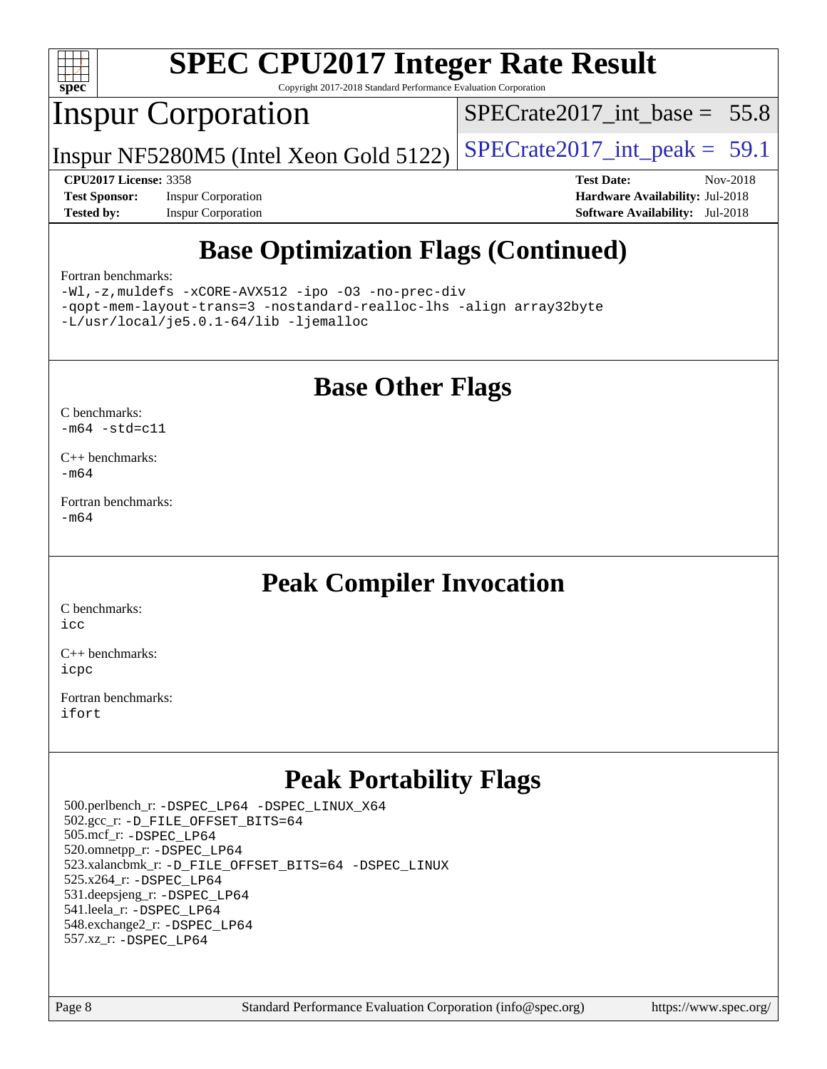# SPEC CPU2017 Integer Rate Result

Copyright 2017-2018 Standard Performance Evaluation Corporation

## Inspur Corporation

Inspur NF5280M5 (Intel Xeon Gold 5122)

SPECrate2017_int_base = 55.8

SPECrate2017_int_peak = 59.1

**CPU2017 License:** 3358
**Test Sponsor:** Inspur Corporation
**Tested by:** Inspur Corporation

**Test Date:** Nov-2018
**Hardware Availability:** Jul-2018
**Software Availability:** Jul-2018

## Base Optimization Flags (Continued)

Fortran benchmarks:

```
-Wl,-z,muldefs -xCORE-AVX512 -ipo -O3 -no-prec-div
-qopt-mem-layout-trans=3 -nostandard-realloc-lhs -align array32byte
-L/usr/local/je5.0.1-64/lib -ljemalloc
```

## Base Other Flags

C benchmarks:
```
-m64 -std=c11
```

C++ benchmarks:
```
-m64
```

Fortran benchmarks:
```
-m64
```

## Peak Compiler Invocation

C benchmarks:
```
icc
```

C++ benchmarks:
```
icpc
```

Fortran benchmarks:
```
ifort
```

## Peak Portability Flags

500.perlbench_r: -DSPEC_LP64 -DSPEC_LINUX_X64
502.gcc_r: -D_FILE_OFFSET_BITS=64
505.mcf_r: -DSPEC_LP64
520.omnetpp_r: -DSPEC_LP64
523.xalancbmk_r: -D_FILE_OFFSET_BITS=64 -DSPEC_LINUX
525.x264_r: -DSPEC_LP64
531.deepsjeng_r: -DSPEC_LP64
541.leela_r: -DSPEC_LP64
548.exchange2_r: -DSPEC_LP64
557.xz_r: -DSPEC_LP64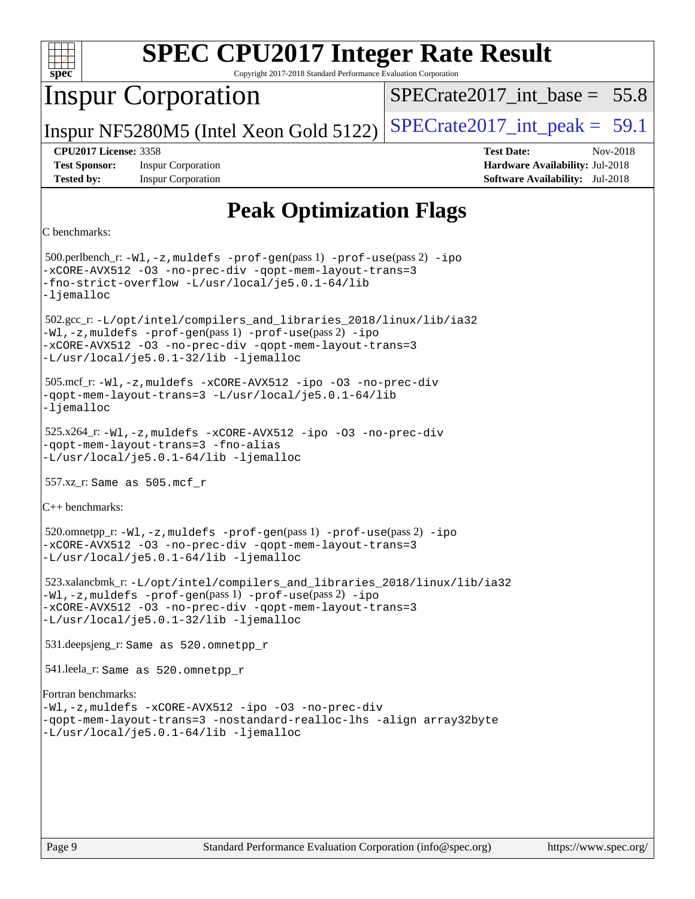# SPEC CPU2017 Integer Rate Result

Copyright 2017-2018 Standard Performance Evaluation Corporation

## Inspur Corporation

Inspur NF5280M5 (Intel Xeon Gold 5122)

SPECrate2017_int_base = 55.8

SPECrate2017_int_peak = 59.1

**CPU2017 License:** 3358
**Test Sponsor:** Inspur Corporation
**Tested by:** Inspur Corporation

**Test Date:** Nov-2018
**Hardware Availability:** Jul-2018
**Software Availability:** Jul-2018

## Peak Optimization Flags

C benchmarks:

500.perlbench_r: `-Wl,-z,muldefs -prof-gen(pass 1) -prof-use(pass 2) -ipo -xCORE-AVX512 -O3 -no-prec-div -qopt-mem-layout-trans=3 -fno-strict-overflow -L/usr/local/je5.0.1-64/lib -ljemalloc`

502.gcc_r: `-L/opt/intel/compilers_and_libraries_2018/linux/lib/ia32 -Wl,-z,muldefs -prof-gen(pass 1) -prof-use(pass 2) -ipo -xCORE-AVX512 -O3 -no-prec-div -qopt-mem-layout-trans=3 -L/usr/local/je5.0.1-32/lib -ljemalloc`

505.mcf_r: `-Wl,-z,muldefs -xCORE-AVX512 -ipo -O3 -no-prec-div -qopt-mem-layout-trans=3 -L/usr/local/je5.0.1-64/lib -ljemalloc`

525.x264_r: `-Wl,-z,muldefs -xCORE-AVX512 -ipo -O3 -no-prec-div -qopt-mem-layout-trans=3 -fno-alias -L/usr/local/je5.0.1-64/lib -ljemalloc`

557.xz_r: Same as 505.mcf_r

C++ benchmarks:

520.omnetpp_r: `-Wl,-z,muldefs -prof-gen(pass 1) -prof-use(pass 2) -ipo -xCORE-AVX512 -O3 -no-prec-div -qopt-mem-layout-trans=3 -L/usr/local/je5.0.1-64/lib -ljemalloc`

523.xalancbmk_r: `-L/opt/intel/compilers_and_libraries_2018/linux/lib/ia32 -Wl,-z,muldefs -prof-gen(pass 1) -prof-use(pass 2) -ipo -xCORE-AVX512 -O3 -no-prec-div -qopt-mem-layout-trans=3 -L/usr/local/je5.0.1-32/lib -ljemalloc`

531.deepsjeng_r: Same as 520.omnetpp_r

541.leela_r: Same as 520.omnetpp_r

Fortran benchmarks:

`-Wl,-z,muldefs -xCORE-AVX512 -ipo -O3 -no-prec-div -qopt-mem-layout-trans=3 -nostandard-realloc-lhs -align array32byte -L/usr/local/je5.0.1-64/lib -ljemalloc`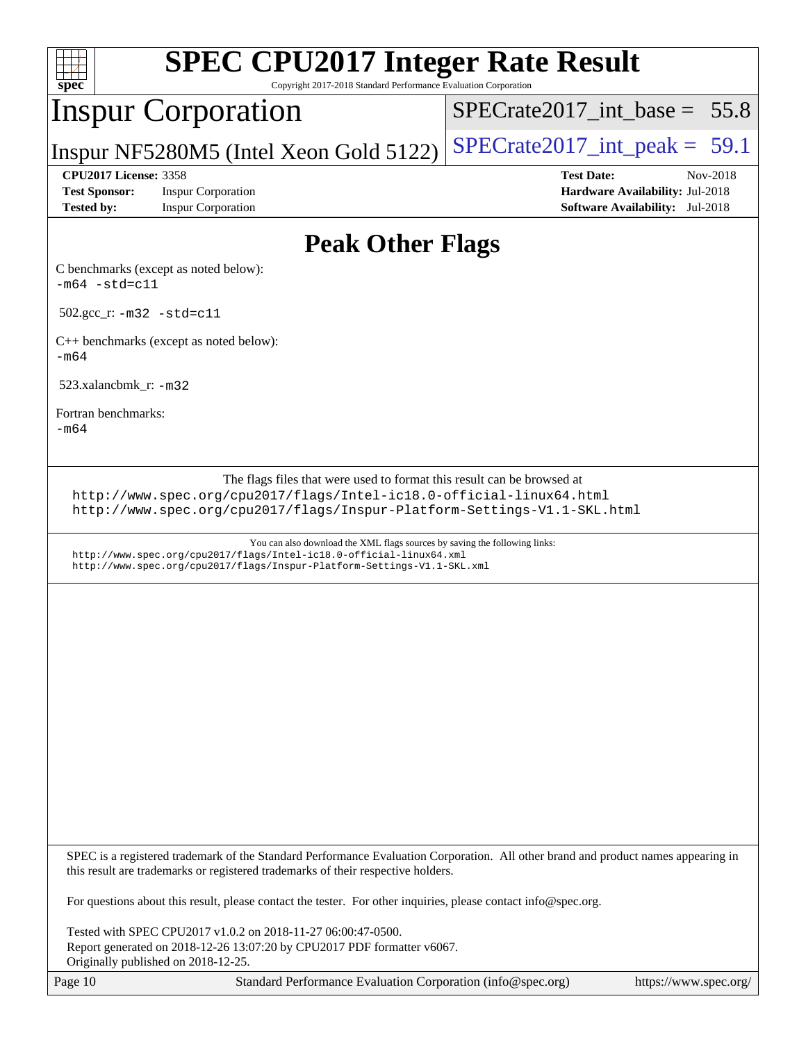# Peak Other Flags

C benchmarks (except as noted below):
`-m64 -std=c11`

502.gcc_r: `-m32 -std=c11`

C++ benchmarks (except as noted below):
`-m64`

523.xalancbmk_r: `-m32`

Fortran benchmarks:
`-m64`

The flags files that were used to format this result can be browsed at
http://www.spec.org/cpu2017/flags/Intel-ic18.0-official-linux64.html
http://www.spec.org/cpu2017/flags/Inspur-Platform-Settings-V1.1-SKL.html

You can also download the XML flags sources by saving the following links:
http://www.spec.org/cpu2017/flags/Intel-ic18.0-official-linux64.xml
http://www.spec.org/cpu2017/flags/Inspur-Platform-Settings-V1.1-SKL.xml

SPEC is a registered trademark of the Standard Performance Evaluation Corporation. All other brand and product names appearing in this result are trademarks or registered trademarks of their respective holders.

For questions about this result, please contact the tester. For other inquiries, please contact info@spec.org.

Tested with SPEC CPU2017 v1.0.2 on 2018-11-27 06:00:47-0500.
Report generated on 2018-12-26 13:07:20 by CPU2017 PDF formatter v6067.
Originally published on 2018-12-25.